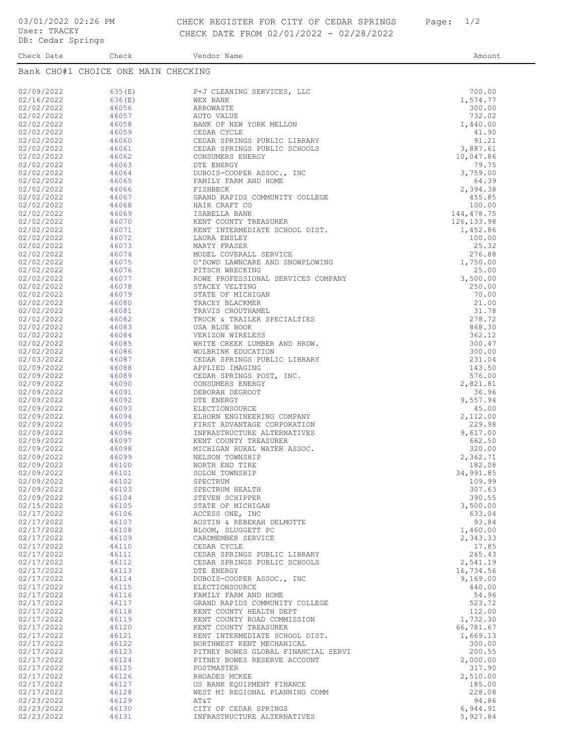# CHECK REGISTER FOR CITY OF CEDAR SPRINGS

CHECK DATE FROM 02/01/2022 - 02/28/2022

03/01/2022 02:26 PM
User: TRACEY
DB: Cedar Springs

## Bank CHO#1 CHOICE ONE MAIN CHECKING

| Check Date | Check | Vendor Name | Amount |
|---|---|---|---|
| 02/09/2022 | 635(E) | P+J CLEANING SERVICES, LLC | 700.00 |
| 02/16/2022 | 636(E) | WEX BANK | 1,574.77 |
| 02/02/2022 | 46056 | ARROWASTE | 300.00 |
| 02/02/2022 | 46057 | AUTO VALUE | 732.02 |
| 02/02/2022 | 46058 | BANK OF NEW YORK MELLON | 1,440.00 |
| 02/02/2022 | 46059 | CEDAR CYCLE | 41.90 |
| 02/02/2022 | 46060 | CEDAR SPRINGS PUBLIC LIBRARY | 91.21 |
| 02/02/2022 | 46061 | CEDAR SPRINGS PUBLIC SCHOOLS | 3,887.61 |
| 02/02/2022 | 46062 | CONSUMERS ENERGY | 10,047.86 |
| 02/02/2022 | 46063 | DTE ENERGY | 79.75 |
| 02/02/2022 | 46064 | DUBOIS-COOPER ASSOC., INC | 3,759.00 |
| 02/02/2022 | 46065 | FAMILY FARM AND HOME | 64.39 |
| 02/02/2022 | 46066 | FISHBECK | 2,394.38 |
| 02/02/2022 | 46067 | GRAND RAPIDS COMMUNITY COLLEGE | 455.85 |
| 02/02/2022 | 46068 | HAIR CRAFT CO | 100.00 |
| 02/02/2022 | 46069 | ISABELLA BANK | 144,478.75 |
| 02/02/2022 | 46070 | KENT COUNTY TREASURER | 126,133.98 |
| 02/02/2022 | 46071 | KENT INTERMEDIATE SCHOOL DIST. | 1,452.86 |
| 02/02/2022 | 46072 | LAURA ENSLEY | 100.00 |
| 02/02/2022 | 46073 | MARTY FRASER | 25.32 |
| 02/02/2022 | 46074 | MODEL COVERALL SERVICE | 276.88 |
| 02/02/2022 | 46075 | O'DOWD LAWNCARE AND SNOWPLOWING | 1,750.00 |
| 02/02/2022 | 46076 | PITSCH WRECKING | 25.00 |
| 02/02/2022 | 46077 | ROWE PROFESSIONAL SERVICES COMPANY | 3,500.00 |
| 02/02/2022 | 46078 | STACEY VELTING | 250.00 |
| 02/02/2022 | 46079 | STATE OF MICHIGAN | 70.00 |
| 02/02/2022 | 46080 | TRACEY BLACKMER | 21.00 |
| 02/02/2022 | 46081 | TRAVIS CROUTHAMEL | 31.78 |
| 02/02/2022 | 46082 | TRUCK & TRAILER SPECIALTIES | 278.72 |
| 02/02/2022 | 46083 | USA BLUE BOOK | 868.30 |
| 02/02/2022 | 46084 | VERIZON WIRELESS | 362.12 |
| 02/02/2022 | 46085 | WHITE CREEK LUMBER AND HRDW. | 300.47 |
| 02/02/2022 | 46086 | WOLBRINK EDUCATION | 300.00 |
| 02/03/2022 | 46087 | CEDAR SPRINGS PUBLIC LIBRARY | 231.04 |
| 02/09/2022 | 46088 | APPLIED IMAGING | 143.50 |
| 02/09/2022 | 46089 | CEDAR SPRINGS POST, INC. | 576.00 |
| 02/09/2022 | 46090 | CONSUMERS ENERGY | 2,821.81 |
| 02/09/2022 | 46091 | DEBORAH DEGROOT | 36.96 |
| 02/09/2022 | 46092 | DTE ENERGY | 9,557.94 |
| 02/09/2022 | 46093 | ELECTIONSOURCE | 45.00 |
| 02/09/2022 | 46094 | ELHORN ENGINEERING COMPANY | 2,112.00 |
| 02/09/2022 | 46095 | FIRST ADVANTAGE CORPORATION | 229.98 |
| 02/09/2022 | 46096 | INFRASTRUCTURE ALTERNATIVES | 9,617.00 |
| 02/09/2022 | 46097 | KENT COUNTY TREASURER | 662.50 |
| 02/09/2022 | 46098 | MICHIGAN RURAL WATER ASSOC. | 320.00 |
| 02/09/2022 | 46099 | NELSON TOWNSHIP | 2,362.71 |
| 02/09/2022 | 46100 | NORTH END TIRE | 182.08 |
| 02/09/2022 | 46101 | SOLON TOWNSHIP | 34,991.85 |
| 02/09/2022 | 46102 | SPECTRUM | 109.99 |
| 02/09/2022 | 46103 | SPECTRUM HEALTH | 307.63 |
| 02/09/2022 | 46104 | STEVEN SCHIPPER | 390.55 |
| 02/15/2022 | 46105 | STATE OF MICHIGAN | 3,500.00 |
| 02/17/2022 | 46106 | ACCESS ONE, INC | 633.04 |
| 02/17/2022 | 46107 | AUSTIN & REBEKAH DELMOTTE | 93.84 |
| 02/17/2022 | 46108 | BLOOM, SLUGGETT PC | 1,460.00 |
| 02/17/2022 | 46109 | CARDMEMBER SERVICE | 2,343.33 |
| 02/17/2022 | 46110 | CEDAR CYCLE | 17.85 |
| 02/17/2022 | 46111 | CEDAR SPRINGS PUBLIC LIBRARY | 265.43 |
| 02/17/2022 | 46112 | CEDAR SPRINGS PUBLIC SCHOOLS | 2,541.19 |
| 02/17/2022 | 46113 | DTE ENERGY | 16,734.56 |
| 02/17/2022 | 46114 | DUBOIS-COOPER ASSOC., INC | 9,169.00 |
| 02/17/2022 | 46115 | ELECTIONSOURCE | 440.00 |
| 02/17/2022 | 46116 | FAMILY FARM AND HOME | 54.96 |
| 02/17/2022 | 46117 | GRAND RAPIDS COMMUNITY COLLEGE | 523.72 |
| 02/17/2022 | 46118 | KENT COUNTY HEALTH DEPT | 112.00 |
| 02/17/2022 | 46119 | KENT COUNTY ROAD COMMISSION | 1,732.30 |
| 02/17/2022 | 46120 | KENT COUNTY TREASURER | 66,781.67 |
| 02/17/2022 | 46121 | KENT INTERMEDIATE SCHOOL DIST. | 1,669.13 |
| 02/17/2022 | 46122 | NORTHWEST KENT MECHANICAL | 300.00 |
| 02/17/2022 | 46123 | PITNEY BOWES GLOBAL FINANCIAL SERVI | 200.55 |
| 02/17/2022 | 46124 | PITNEY BOWES RESERVE ACCOUNT | 2,000.00 |
| 02/17/2022 | 46125 | POSTMASTER | 317.90 |
| 02/17/2022 | 46126 | RHOADES MCKEE | 2,510.00 |
| 02/17/2022 | 46127 | US BANK EQUIPMENT FINANCE | 185.00 |
| 02/17/2022 | 46128 | WEST MI REGIONAL PLANNING COMM | 228.08 |
| 02/23/2022 | 46129 | AT&T | 94.86 |
| 02/23/2022 | 46130 | CITY OF CEDAR SPRINGS | 6,944.91 |
| 02/23/2022 | 46131 | INFRASTRUCTURE ALTERNATIVES | 5,927.84 |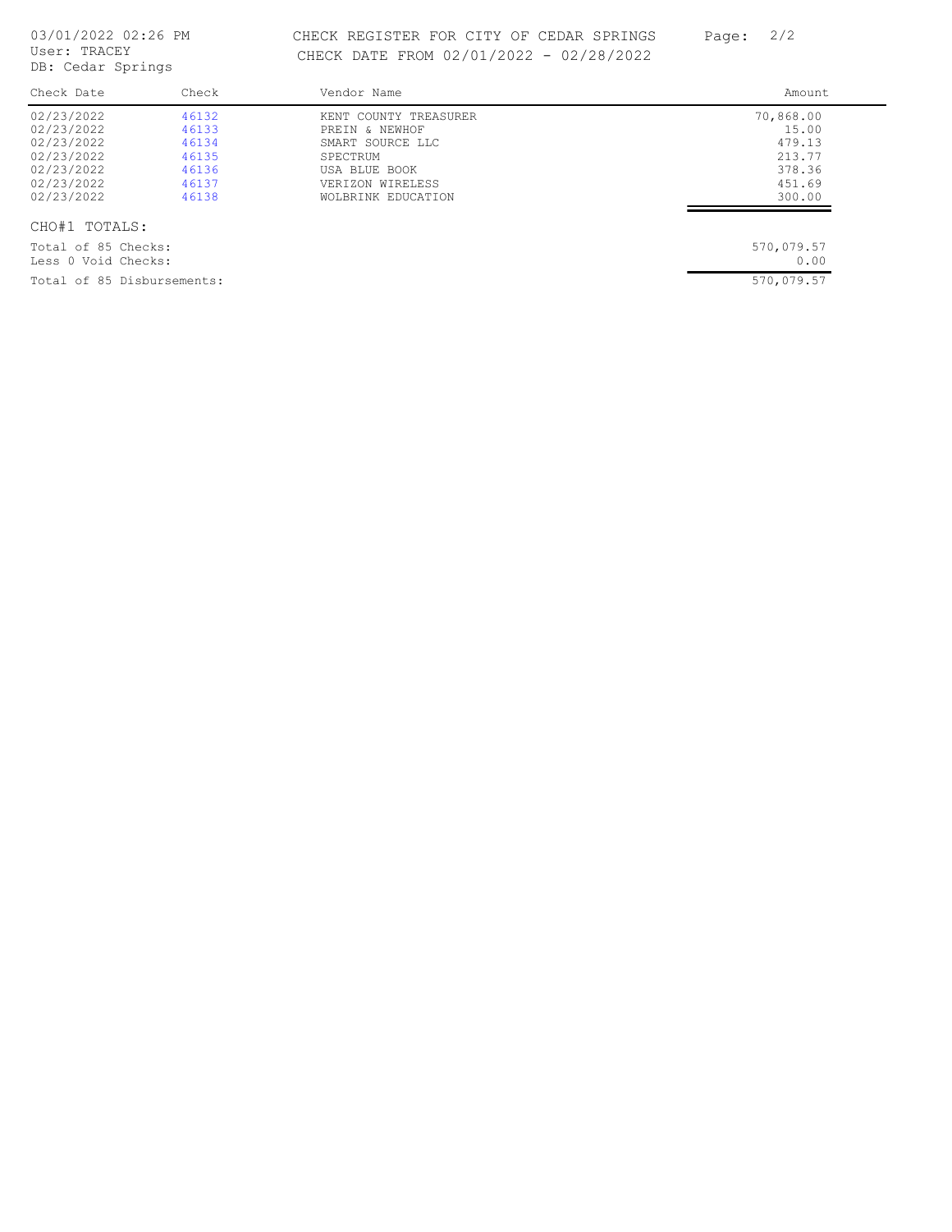03/01/2022 02:26 PM
User: TRACEY
DB: Cedar Springs

CHECK REGISTER FOR CITY OF CEDAR SPRINGS
CHECK DATE FROM 02/01/2022 - 02/28/2022

| Check Date | Check | Vendor Name | Amount |
|---|---|---|---|
| 02/23/2022 | 46132 | KENT COUNTY TREASURER | 70,868.00 |
| 02/23/2022 | 46133 | PREIN & NEWHOF | 15.00 |
| 02/23/2022 | 46134 | SMART SOURCE LLC | 479.13 |
| 02/23/2022 | 46135 | SPECTRUM | 213.77 |
| 02/23/2022 | 46136 | USA BLUE BOOK | 378.36 |
| 02/23/2022 | 46137 | VERIZON WIRELESS | 451.69 |
| 02/23/2022 | 46138 | WOLBRINK EDUCATION | 300.00 |

CHO#1 TOTALS:

| | |
|---|---|
| Total of 85 Checks: | 570,079.57 |
| Less 0 Void Checks: | 0.00 |
| Total of 85 Disbursements: | 570,079.57 |